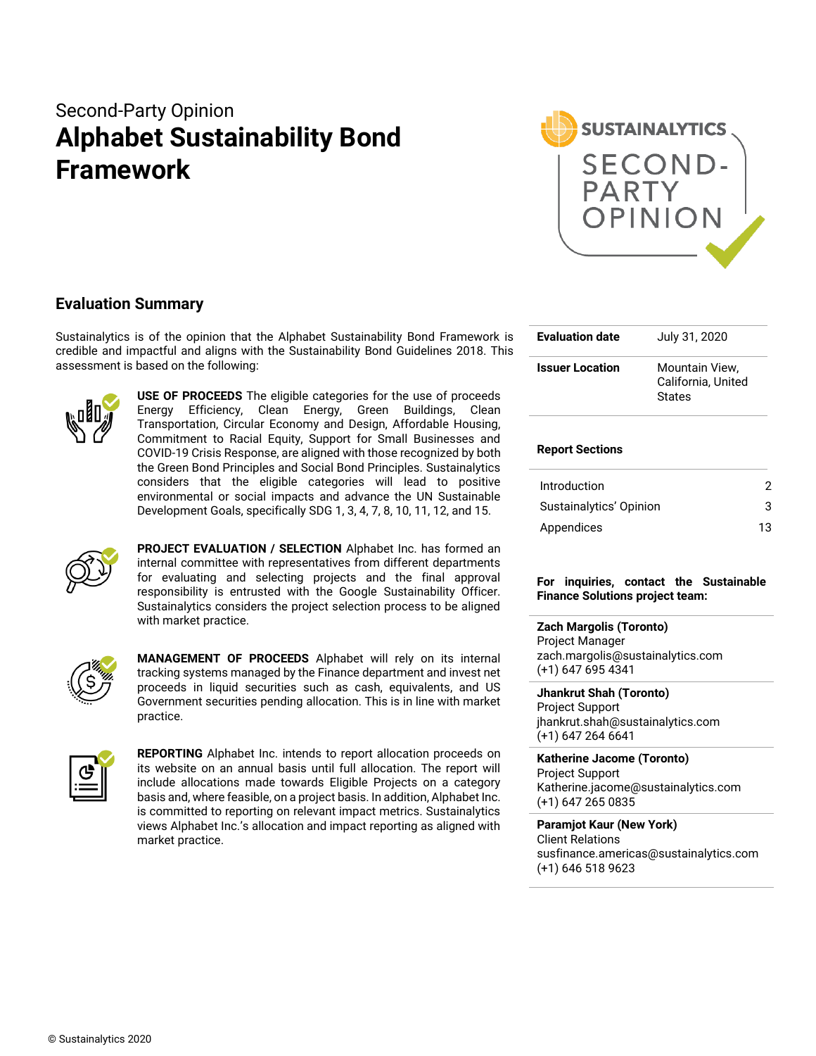Second-Party Opinion

# Alphabet Sustainability Bond Framework

## Evaluation Summary

Sustainalytics is of the opinion that the Alphabet Sustainability Bond Framework is credible and impactful and aligns with the Sustainability Bond Guidelines 2018. This assessment is based on the following:

**USE OF PROCEEDS** The eligible categories for the use of proceeds Energy Efficiency, Clean Energy, Green Buildings, Clean Transportation, Circular Economy and Design, Affordable Housing, Commitment to Racial Equity, Support for Small Businesses and COVID-19 Crisis Response, are aligned with those recognized by both the Green Bond Principles and Social Bond Principles. Sustainalytics considers that the eligible categories will lead to positive environmental or social impacts and advance the UN Sustainable Development Goals, specifically SDG 1, 3, 4, 7, 8, 10, 11, 12, and 15.

**PROJECT EVALUATION / SELECTION** Alphabet Inc. has formed an internal committee with representatives from different departments for evaluating and selecting projects and the final approval responsibility is entrusted with the Google Sustainability Officer. Sustainalytics considers the project selection process to be aligned with market practice.

**MANAGEMENT OF PROCEEDS** Alphabet will rely on its internal tracking systems managed by the Finance department and invest net proceeds in liquid securities such as cash, equivalents, and US Government securities pending allocation. This is in line with market practice.

**REPORTING** Alphabet Inc. intends to report allocation proceeds on its website on an annual basis until full allocation. The report will include allocations made towards Eligible Projects on a category basis and, where feasible, on a project basis. In addition, Alphabet Inc. is committed to reporting on relevant impact metrics. Sustainalytics views Alphabet Inc.'s allocation and impact reporting as aligned with market practice.

| | |
|---|---|
| **Evaluation date** | July 31, 2020 |
| **Issuer Location** | Mountain View, California, United States |

**Report Sections**

| | |
|---|---|
| Introduction | 2 |
| Sustainalytics' Opinion | 3 |
| Appendices | 13 |

**For inquiries, contact the Sustainable Finance Solutions project team:**

**Zach Margolis (Toronto)**
Project Manager
zach.margolis@sustainalytics.com
(+1) 647 695 4341

**Jhankrut Shah (Toronto)**
Project Support
jhankrut.shah@sustainalytics.com
(+1) 647 264 6641

**Katherine Jacome (Toronto)**
Project Support
Katherine.jacome@sustainalytics.com
(+1) 647 265 0835

**Paramjot Kaur (New York)**
Client Relations
susfinance.americas@sustainalytics.com
(+1) 646 518 9623

© Sustainalytics 2020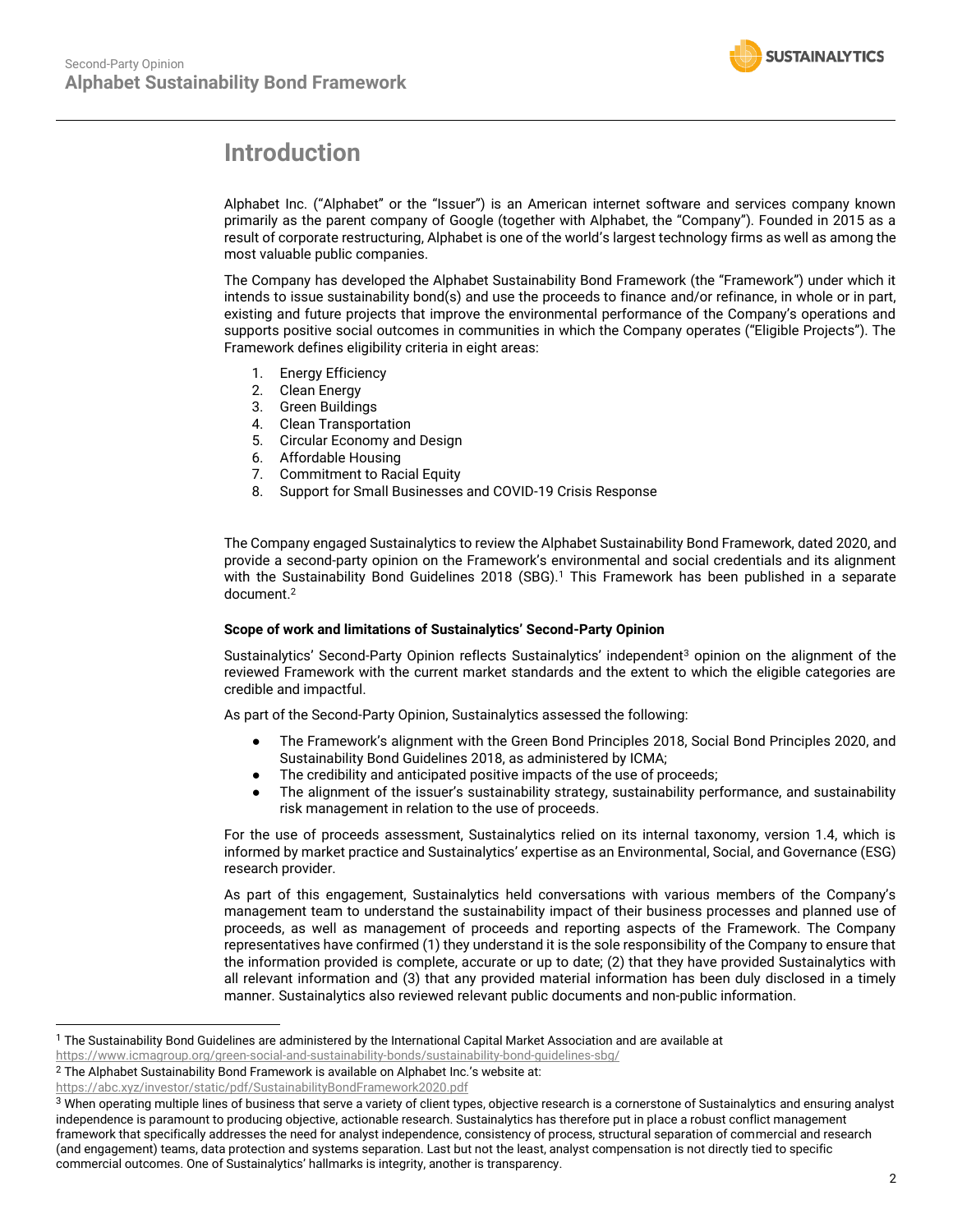# Introduction

Alphabet Inc. ("Alphabet" or the "Issuer") is an American internet software and services company known primarily as the parent company of Google (together with Alphabet, the "Company"). Founded in 2015 as a result of corporate restructuring, Alphabet is one of the world's largest technology firms as well as among the most valuable public companies.

The Company has developed the Alphabet Sustainability Bond Framework (the "Framework") under which it intends to issue sustainability bond(s) and use the proceeds to finance and/or refinance, in whole or in part, existing and future projects that improve the environmental performance of the Company's operations and supports positive social outcomes in communities in which the Company operates ("Eligible Projects"). The Framework defines eligibility criteria in eight areas:

1. Energy Efficiency
2. Clean Energy
3. Green Buildings
4. Clean Transportation
5. Circular Economy and Design
6. Affordable Housing
7. Commitment to Racial Equity
8. Support for Small Businesses and COVID-19 Crisis Response

The Company engaged Sustainalytics to review the Alphabet Sustainability Bond Framework, dated 2020, and provide a second-party opinion on the Framework's environmental and social credentials and its alignment with the Sustainability Bond Guidelines 2018 (SBG).[1] This Framework has been published in a separate document.[2]

**Scope of work and limitations of Sustainalytics' Second-Party Opinion**

Sustainalytics' Second-Party Opinion reflects Sustainalytics' independent[3] opinion on the alignment of the reviewed Framework with the current market standards and the extent to which the eligible categories are credible and impactful.

As part of the Second-Party Opinion, Sustainalytics assessed the following:

- The Framework's alignment with the Green Bond Principles 2018, Social Bond Principles 2020, and Sustainability Bond Guidelines 2018, as administered by ICMA;
- The credibility and anticipated positive impacts of the use of proceeds;
- The alignment of the issuer's sustainability strategy, sustainability performance, and sustainability risk management in relation to the use of proceeds.

For the use of proceeds assessment, Sustainalytics relied on its internal taxonomy, version 1.4, which is informed by market practice and Sustainalytics' expertise as an Environmental, Social, and Governance (ESG) research provider.

As part of this engagement, Sustainalytics held conversations with various members of the Company's management team to understand the sustainability impact of their business processes and planned use of proceeds, as well as management of proceeds and reporting aspects of the Framework. The Company representatives have confirmed (1) they understand it is the sole responsibility of the Company to ensure that the information provided is complete, accurate or up to date; (2) that they have provided Sustainalytics with all relevant information and (3) that any provided material information has been duly disclosed in a timely manner. Sustainalytics also reviewed relevant public documents and non-public information.

---

[1] The Sustainability Bond Guidelines are administered by the International Capital Market Association and are available at https://www.icmagroup.org/green-social-and-sustainability-bonds/sustainability-bond-guidelines-sbg/

[2] The Alphabet Sustainability Bond Framework is available on Alphabet Inc.'s website at: https://abc.xyz/investor/static/pdf/SustainabilityBondFramework2020.pdf

[3] When operating multiple lines of business that serve a variety of client types, objective research is a cornerstone of Sustainalytics and ensuring analyst independence is paramount to producing objective, actionable research. Sustainalytics has therefore put in place a robust conflict management framework that specifically addresses the need for analyst independence, consistency of process, structural separation of commercial and research (and engagement) teams, data protection and systems separation. Last but not the least, analyst compensation is not directly tied to specific commercial outcomes. One of Sustainalytics' hallmarks is integrity, another is transparency.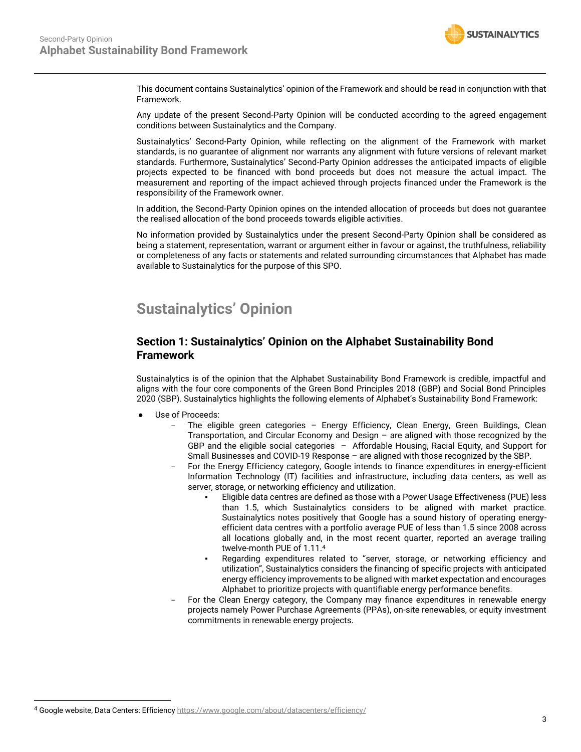This document contains Sustainalytics' opinion of the Framework and should be read in conjunction with that Framework.

Any update of the present Second-Party Opinion will be conducted according to the agreed engagement conditions between Sustainalytics and the Company.

Sustainalytics' Second-Party Opinion, while reflecting on the alignment of the Framework with market standards, is no guarantee of alignment nor warrants any alignment with future versions of relevant market standards. Furthermore, Sustainalytics' Second-Party Opinion addresses the anticipated impacts of eligible projects expected to be financed with bond proceeds but does not measure the actual impact. The measurement and reporting of the impact achieved through projects financed under the Framework is the responsibility of the Framework owner.

In addition, the Second-Party Opinion opines on the intended allocation of proceeds but does not guarantee the realised allocation of the bond proceeds towards eligible activities.

No information provided by Sustainalytics under the present Second-Party Opinion shall be considered as being a statement, representation, warrant or argument either in favour or against, the truthfulness, reliability or completeness of any facts or statements and related surrounding circumstances that Alphabet has made available to Sustainalytics for the purpose of this SPO.

# Sustainalytics' Opinion

## Section 1: Sustainalytics' Opinion on the Alphabet Sustainability Bond Framework

Sustainalytics is of the opinion that the Alphabet Sustainability Bond Framework is credible, impactful and aligns with the four core components of the Green Bond Principles 2018 (GBP) and Social Bond Principles 2020 (SBP). Sustainalytics highlights the following elements of Alphabet's Sustainability Bond Framework:

- Use of Proceeds:
  - The eligible green categories – Energy Efficiency, Clean Energy, Green Buildings, Clean Transportation, and Circular Economy and Design – are aligned with those recognized by the GBP and the eligible social categories – Affordable Housing, Racial Equity, and Support for Small Businesses and COVID-19 Response – are aligned with those recognized by the SBP.
  - For the Energy Efficiency category, Google intends to finance expenditures in energy-efficient Information Technology (IT) facilities and infrastructure, including data centers, as well as server, storage, or networking efficiency and utilization.
    - Eligible data centres are defined as those with a Power Usage Effectiveness (PUE) less than 1.5, which Sustainalytics considers to be aligned with market practice. Sustainalytics notes positively that Google has a sound history of operating energy-efficient data centres with a portfolio average PUE of less than 1.5 since 2008 across all locations globally and, in the most recent quarter, reported an average trailing twelve-month PUE of 1.11.[4]
    - Regarding expenditures related to "server, storage, or networking efficiency and utilization", Sustainalytics considers the financing of specific projects with anticipated energy efficiency improvements to be aligned with market expectation and encourages Alphabet to prioritize projects with quantifiable energy performance benefits.
  - For the Clean Energy category, the Company may finance expenditures in renewable energy projects namely Power Purchase Agreements (PPAs), on-site renewables, or equity investment commitments in renewable energy projects.

[4] Google website, Data Centers: Efficiency https://www.google.com/about/datacenters/efficiency/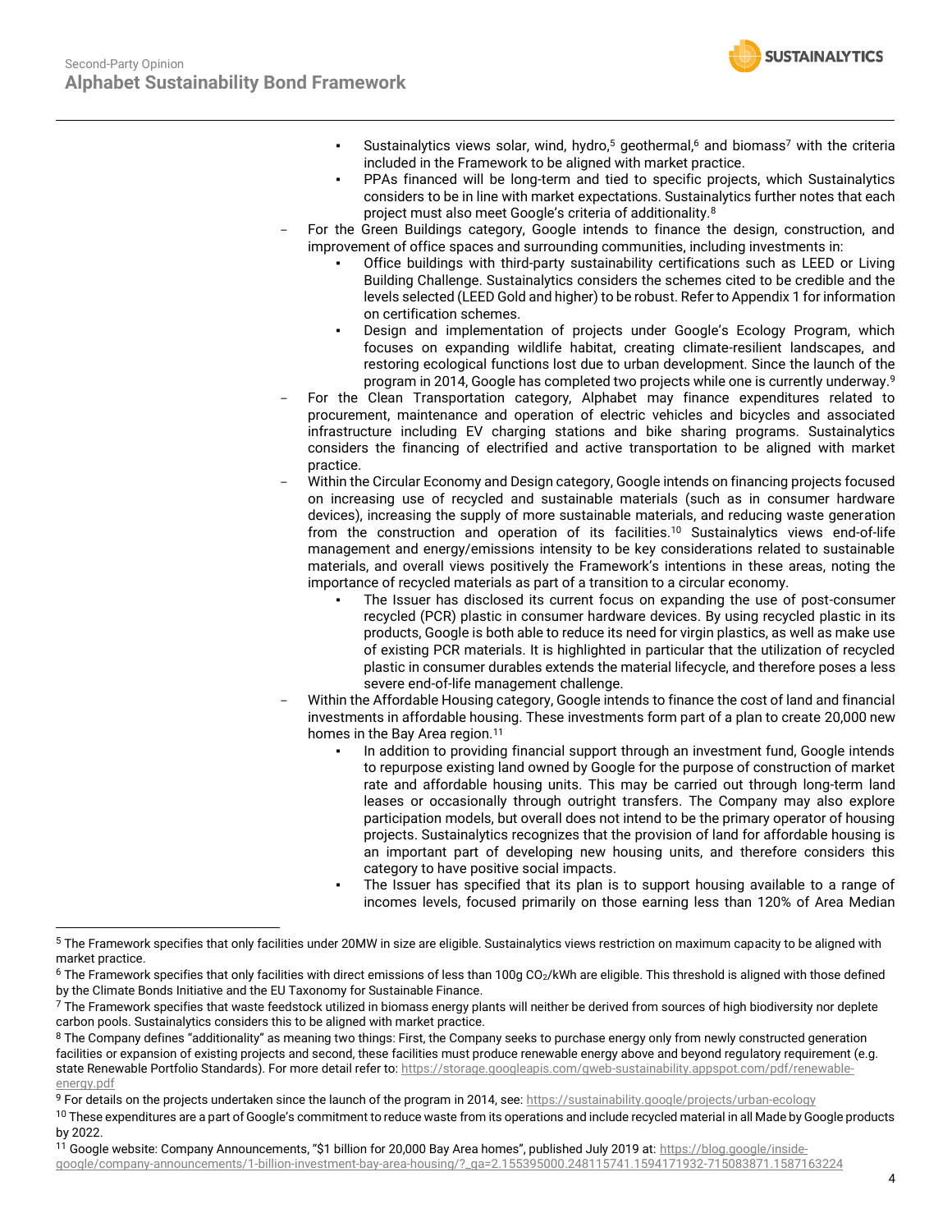- Sustainalytics views solar, wind, hydro,[5] geothermal,[6] and biomass[7] with the criteria included in the Framework to be aligned with market practice.
  - PPAs financed will be long-term and tied to specific projects, which Sustainalytics considers to be in line with market expectations. Sustainalytics further notes that each project must also meet Google's criteria of additionality.[8]
- For the Green Buildings category, Google intends to finance the design, construction, and improvement of office spaces and surrounding communities, including investments in:
  - Office buildings with third-party sustainability certifications such as LEED or Living Building Challenge. Sustainalytics considers the schemes cited to be credible and the levels selected (LEED Gold and higher) to be robust. Refer to Appendix 1 for information on certification schemes.
  - Design and implementation of projects under Google's Ecology Program, which focuses on expanding wildlife habitat, creating climate-resilient landscapes, and restoring ecological functions lost due to urban development. Since the launch of the program in 2014, Google has completed two projects while one is currently underway.[9]
- For the Clean Transportation category, Alphabet may finance expenditures related to procurement, maintenance and operation of electric vehicles and bicycles and associated infrastructure including EV charging stations and bike sharing programs. Sustainalytics considers the financing of electrified and active transportation to be aligned with market practice.
- Within the Circular Economy and Design category, Google intends on financing projects focused on increasing use of recycled and sustainable materials (such as in consumer hardware devices), increasing the supply of more sustainable materials, and reducing waste generation from the construction and operation of its facilities.[10] Sustainalytics views end-of-life management and energy/emissions intensity to be key considerations related to sustainable materials, and overall views positively the Framework's intentions in these areas, noting the importance of recycled materials as part of a transition to a circular economy.
  - The Issuer has disclosed its current focus on expanding the use of post-consumer recycled (PCR) plastic in consumer hardware devices. By using recycled plastic in its products, Google is both able to reduce its need for virgin plastics, as well as make use of existing PCR materials. It is highlighted in particular that the utilization of recycled plastic in consumer durables extends the material lifecycle, and therefore poses a less severe end-of-life management challenge.
- Within the Affordable Housing category, Google intends to finance the cost of land and financial investments in affordable housing. These investments form part of a plan to create 20,000 new homes in the Bay Area region.[11]
  - In addition to providing financial support through an investment fund, Google intends to repurpose existing land owned by Google for the purpose of construction of market rate and affordable housing units. This may be carried out through long-term land leases or occasionally through outright transfers. The Company may also explore participation models, but overall does not intend to be the primary operator of housing projects. Sustainalytics recognizes that the provision of land for affordable housing is an important part of developing new housing units, and therefore considers this category to have positive social impacts.
  - The Issuer has specified that its plan is to support housing available to a range of incomes levels, focused primarily on those earning less than 120% of Area Median

---

[5] The Framework specifies that only facilities under 20MW in size are eligible. Sustainalytics views restriction on maximum capacity to be aligned with market practice.

[6] The Framework specifies that only facilities with direct emissions of less than 100g $CO_2$/kWh are eligible. This threshold is aligned with those defined by the Climate Bonds Initiative and the EU Taxonomy for Sustainable Finance.

[7] The Framework specifies that waste feedstock utilized in biomass energy plants will neither be derived from sources of high biodiversity nor deplete carbon pools. Sustainalytics considers this to be aligned with market practice.

[8] The Company defines "additionality" as meaning two things: First, the Company seeks to purchase energy only from newly constructed generation facilities or expansion of existing projects and second, these facilities must produce renewable energy above and beyond regulatory requirement (e.g. state Renewable Portfolio Standards). For more detail refer to: https://storage.googleapis.com/gweb-sustainability.appspot.com/pdf/renewable-energy.pdf

[9] For details on the projects undertaken since the launch of the program in 2014, see: https://sustainability.google/projects/urban-ecology

[10] These expenditures are a part of Google's commitment to reduce waste from its operations and include recycled material in all Made by Google products by 2022.

[11] Google website: Company Announcements, "$1 billion for 20,000 Bay Area homes", published July 2019 at: https://blog.google/inside-google/company-announcements/1-billion-investment-bay-area-housing/?_ga=2.155395000.248115741.1594171932-715083871.1587163224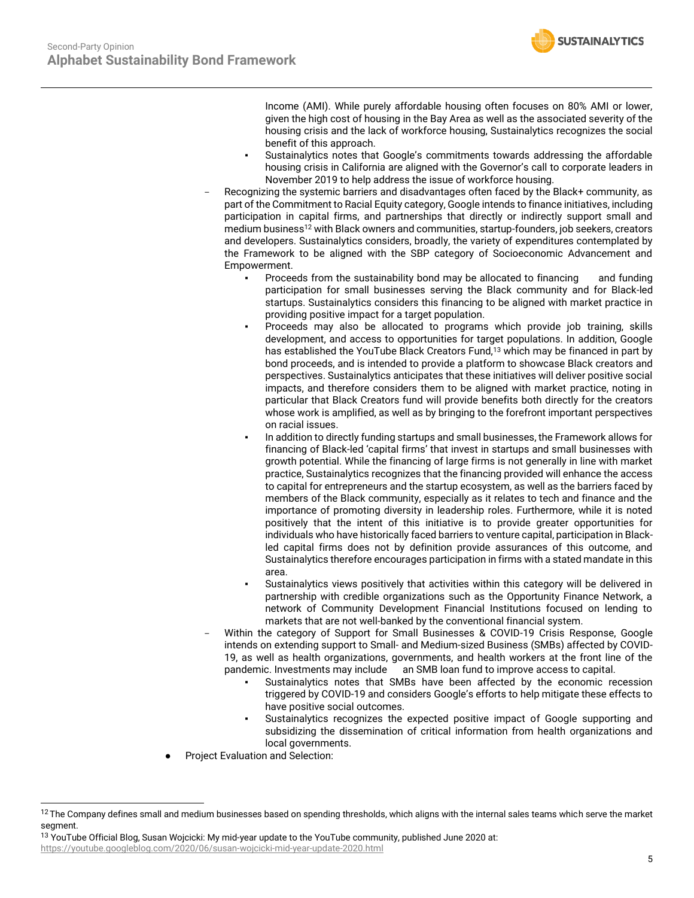Income (AMI). While purely affordable housing often focuses on 80% AMI or lower, given the high cost of housing in the Bay Area as well as the associated severity of the housing crisis and the lack of workforce housing, Sustainalytics recognizes the social benefit of this approach.

    - Sustainalytics notes that Google's commitments towards addressing the affordable housing crisis in California are aligned with the Governor's call to corporate leaders in November 2019 to help address the issue of workforce housing.

  - Recognizing the systemic barriers and disadvantages often faced by the Black+ community, as part of the Commitment to Racial Equity category, Google intends to finance initiatives, including participation in capital firms, and partnerships that directly or indirectly support small and medium business[12] with Black owners and communities, startup-founders, job seekers, creators and developers. Sustainalytics considers, broadly, the variety of expenditures contemplated by the Framework to be aligned with the SBP category of Socioeconomic Advancement and Empowerment.
    - Proceeds from the sustainability bond may be allocated to financing and funding participation for small businesses serving the Black community and for Black-led startups. Sustainalytics considers this financing to be aligned with market practice in providing positive impact for a target population.
    - Proceeds may also be allocated to programs which provide job training, skills development, and access to opportunities for target populations. In addition, Google has established the YouTube Black Creators Fund,[13] which may be financed in part by bond proceeds, and is intended to provide a platform to showcase Black creators and perspectives. Sustainalytics anticipates that these initiatives will deliver positive social impacts, and therefore considers them to be aligned with market practice, noting in particular that Black Creators fund will provide benefits both directly for the creators whose work is amplified, as well as by bringing to the forefront important perspectives on racial issues.
    - In addition to directly funding startups and small businesses, the Framework allows for financing of Black-led 'capital firms' that invest in startups and small businesses with growth potential. While the financing of large firms is not generally in line with market practice, Sustainalytics recognizes that the financing provided will enhance the access to capital for entrepreneurs and the startup ecosystem, as well as the barriers faced by members of the Black community, especially as it relates to tech and finance and the importance of promoting diversity in leadership roles. Furthermore, while it is noted positively that the intent of this initiative is to provide greater opportunities for individuals who have historically faced barriers to venture capital, participation in Black-led capital firms does not by definition provide assurances of this outcome, and Sustainalytics therefore encourages participation in firms with a stated mandate in this area.
    - Sustainalytics views positively that activities within this category will be delivered in partnership with credible organizations such as the Opportunity Finance Network, a network of Community Development Financial Institutions focused on lending to markets that are not well-banked by the conventional financial system.
  - Within the category of Support for Small Businesses & COVID-19 Crisis Response, Google intends on extending support to Small- and Medium-sized Business (SMBs) affected by COVID-19, as well as health organizations, governments, and health workers at the front line of the pandemic. Investments may include an SMB loan fund to improve access to capital.
    - Sustainalytics notes that SMBs have been affected by the economic recession triggered by COVID-19 and considers Google's efforts to help mitigate these effects to have positive social outcomes.
    - Sustainalytics recognizes the expected positive impact of Google supporting and subsidizing the dissemination of critical information from health organizations and local governments.

- Project Evaluation and Selection:

---

[12] The Company defines small and medium businesses based on spending thresholds, which aligns with the internal sales teams which serve the market segment.

[13] YouTube Official Blog, Susan Wojcicki: My mid-year update to the YouTube community, published June 2020 at: https://youtube.googleblog.com/2020/06/susan-wojcicki-mid-year-update-2020.html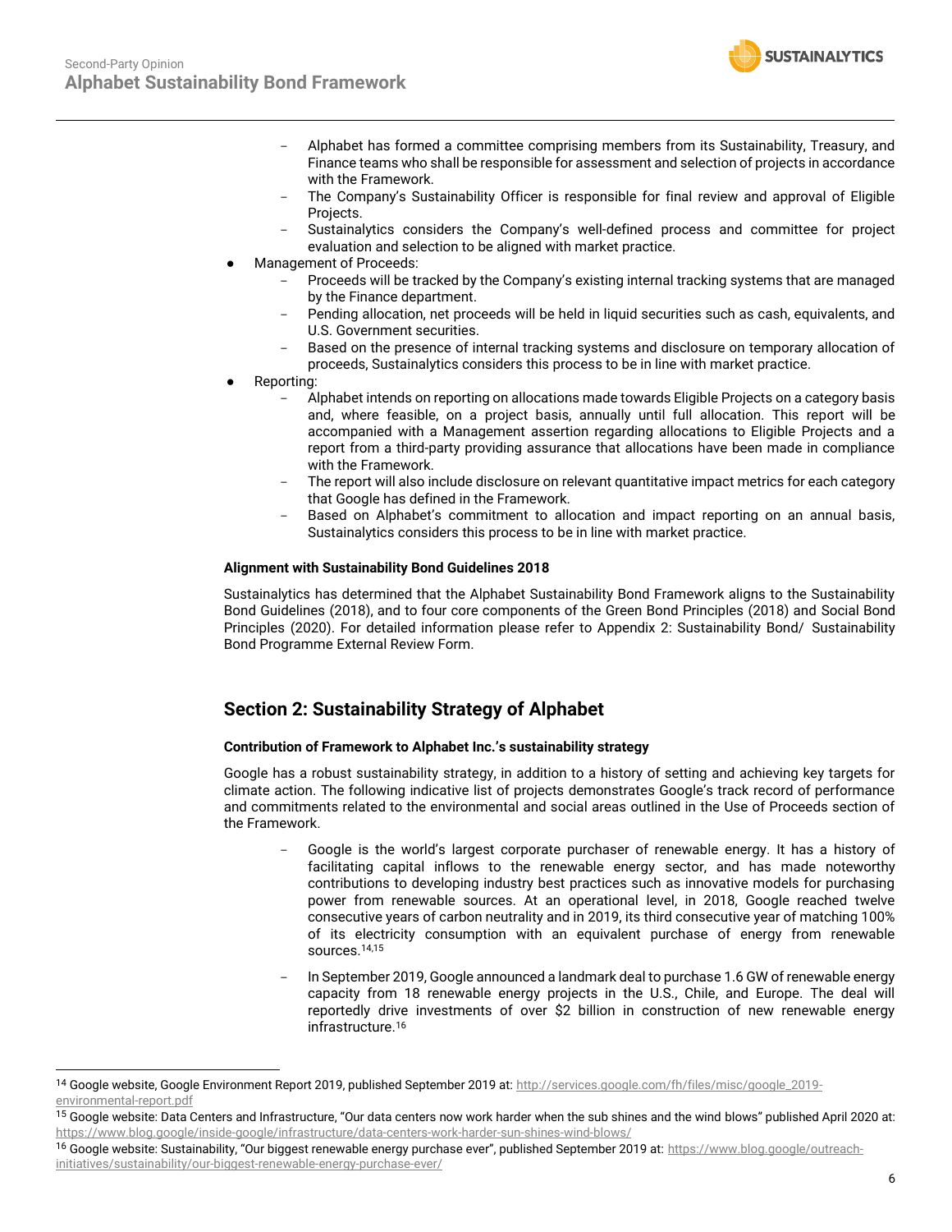- Alphabet has formed a committee comprising members from its Sustainability, Treasury, and Finance teams who shall be responsible for assessment and selection of projects in accordance with the Framework.
  - The Company's Sustainability Officer is responsible for final review and approval of Eligible Projects.
  - Sustainalytics considers the Company's well-defined process and committee for project evaluation and selection to be aligned with market practice.
- Management of Proceeds:
  - Proceeds will be tracked by the Company's existing internal tracking systems that are managed by the Finance department.
  - Pending allocation, net proceeds will be held in liquid securities such as cash, equivalents, and U.S. Government securities.
  - Based on the presence of internal tracking systems and disclosure on temporary allocation of proceeds, Sustainalytics considers this process to be in line with market practice.
- Reporting:
  - Alphabet intends on reporting on allocations made towards Eligible Projects on a category basis and, where feasible, on a project basis, annually until full allocation. This report will be accompanied with a Management assertion regarding allocations to Eligible Projects and a report from a third-party providing assurance that allocations have been made in compliance with the Framework.
  - The report will also include disclosure on relevant quantitative impact metrics for each category that Google has defined in the Framework.
  - Based on Alphabet's commitment to allocation and impact reporting on an annual basis, Sustainalytics considers this process to be in line with market practice.

**Alignment with Sustainability Bond Guidelines 2018**

Sustainalytics has determined that the Alphabet Sustainability Bond Framework aligns to the Sustainability Bond Guidelines (2018), and to four core components of the Green Bond Principles (2018) and Social Bond Principles (2020). For detailed information please refer to Appendix 2: Sustainability Bond/ Sustainability Bond Programme External Review Form.

## Section 2: Sustainability Strategy of Alphabet

**Contribution of Framework to Alphabet Inc.'s sustainability strategy**

Google has a robust sustainability strategy, in addition to a history of setting and achieving key targets for climate action. The following indicative list of projects demonstrates Google's track record of performance and commitments related to the environmental and social areas outlined in the Use of Proceeds section of the Framework.

- Google is the world's largest corporate purchaser of renewable energy. It has a history of facilitating capital inflows to the renewable energy sector, and has made noteworthy contributions to developing industry best practices such as innovative models for purchasing power from renewable sources. At an operational level, in 2018, Google reached twelve consecutive years of carbon neutrality and in 2019, its third consecutive year of matching 100% of its electricity consumption with an equivalent purchase of energy from renewable sources.[14,15]
- In September 2019, Google announced a landmark deal to purchase 1.6 GW of renewable energy capacity from 18 renewable energy projects in the U.S., Chile, and Europe. The deal will reportedly drive investments of over $2 billion in construction of new renewable energy infrastructure.[16]

---

[14] Google website, Google Environment Report 2019, published September 2019 at: http://services.google.com/fh/files/misc/google_2019-environmental-report.pdf

[15] Google website: Data Centers and Infrastructure, "Our data centers now work harder when the sub shines and the wind blows" published April 2020 at: https://www.blog.google/inside-google/infrastructure/data-centers-work-harder-sun-shines-wind-blows/

[16] Google website: Sustainability, "Our biggest renewable energy purchase ever", published September 2019 at: https://www.blog.google/outreach-initiatives/sustainability/our-biggest-renewable-energy-purchase-ever/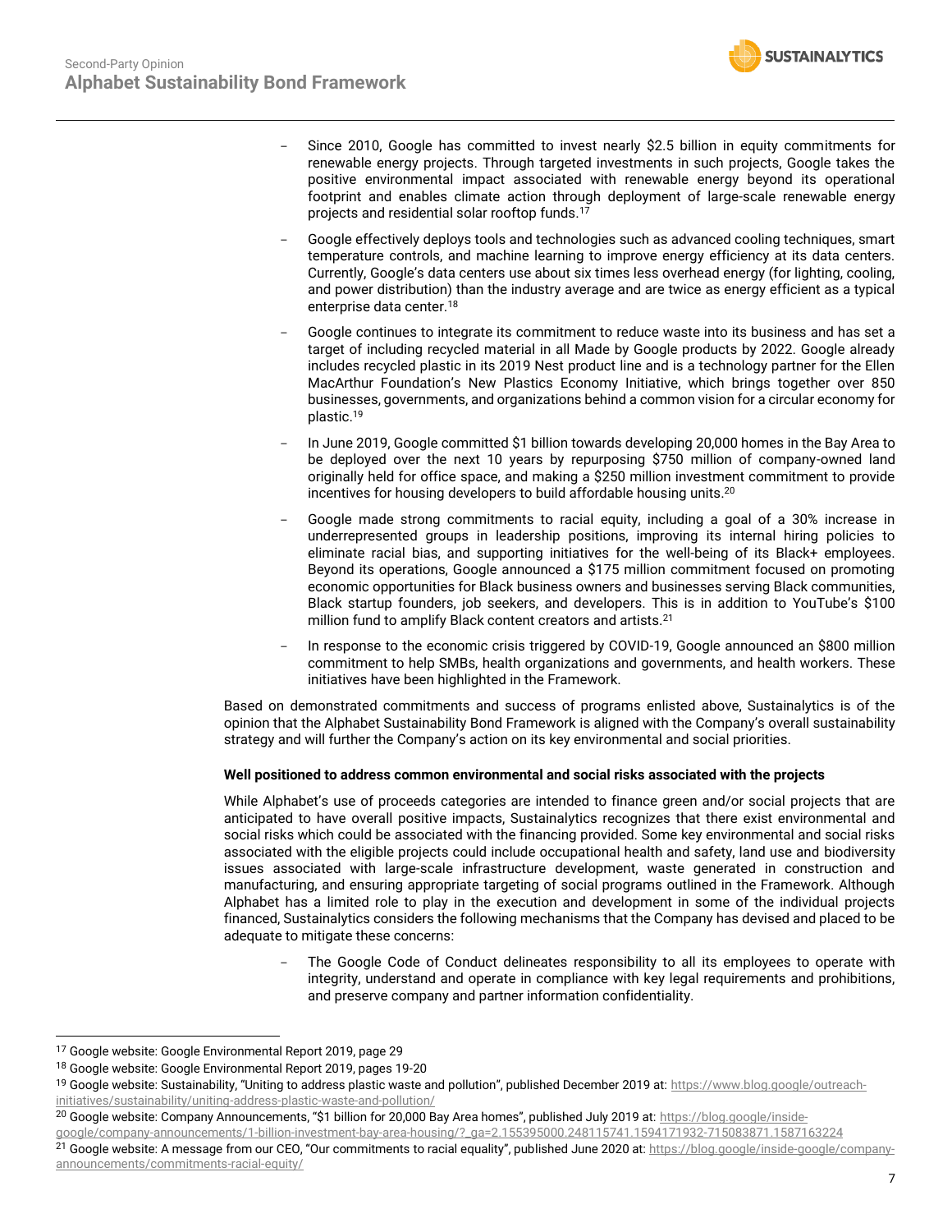- Since 2010, Google has committed to invest nearly $2.5 billion in equity commitments for renewable energy projects. Through targeted investments in such projects, Google takes the positive environmental impact associated with renewable energy beyond its operational footprint and enables climate action through deployment of large-scale renewable energy projects and residential solar rooftop funds.[17]
- Google effectively deploys tools and technologies such as advanced cooling techniques, smart temperature controls, and machine learning to improve energy efficiency at its data centers. Currently, Google's data centers use about six times less overhead energy (for lighting, cooling, and power distribution) than the industry average and are twice as energy efficient as a typical enterprise data center.[18]
- Google continues to integrate its commitment to reduce waste into its business and has set a target of including recycled material in all Made by Google products by 2022. Google already includes recycled plastic in its 2019 Nest product line and is a technology partner for the Ellen MacArthur Foundation's New Plastics Economy Initiative, which brings together over 850 businesses, governments, and organizations behind a common vision for a circular economy for plastic.[19]
- In June 2019, Google committed $1 billion towards developing 20,000 homes in the Bay Area to be deployed over the next 10 years by repurposing $750 million of company-owned land originally held for office space, and making a $250 million investment commitment to provide incentives for housing developers to build affordable housing units.[20]
- Google made strong commitments to racial equity, including a goal of a 30% increase in underrepresented groups in leadership positions, improving its internal hiring policies to eliminate racial bias, and supporting initiatives for the well-being of its Black+ employees. Beyond its operations, Google announced a $175 million commitment focused on promoting economic opportunities for Black business owners and businesses serving Black communities, Black startup founders, job seekers, and developers. This is in addition to YouTube's $100 million fund to amplify Black content creators and artists.[21]
- In response to the economic crisis triggered by COVID-19, Google announced an $800 million commitment to help SMBs, health organizations and governments, and health workers. These initiatives have been highlighted in the Framework.

Based on demonstrated commitments and success of programs enlisted above, Sustainalytics is of the opinion that the Alphabet Sustainability Bond Framework is aligned with the Company's overall sustainability strategy and will further the Company's action on its key environmental and social priorities.

**Well positioned to address common environmental and social risks associated with the projects**

While Alphabet's use of proceeds categories are intended to finance green and/or social projects that are anticipated to have overall positive impacts, Sustainalytics recognizes that there exist environmental and social risks which could be associated with the financing provided. Some key environmental and social risks associated with the eligible projects could include occupational health and safety, land use and biodiversity issues associated with large-scale infrastructure development, waste generated in construction and manufacturing, and ensuring appropriate targeting of social programs outlined in the Framework. Although Alphabet has a limited role to play in the execution and development in some of the individual projects financed, Sustainalytics considers the following mechanisms that the Company has devised and placed to be adequate to mitigate these concerns:

- The Google Code of Conduct delineates responsibility to all its employees to operate with integrity, understand and operate in compliance with key legal requirements and prohibitions, and preserve company and partner information confidentiality.

---

[17] Google website: Google Environmental Report 2019, page 29

[18] Google website: Google Environmental Report 2019, pages 19-20

[19] Google website: Sustainability, "Uniting to address plastic waste and pollution", published December 2019 at: https://www.blog.google/outreach-initiatives/sustainability/uniting-address-plastic-waste-and-pollution/

[20] Google website: Company Announcements, "$1 billion for 20,000 Bay Area homes", published July 2019 at: https://blog.google/inside-google/company-announcements/1-billion-investment-bay-area-housing/?_ga=2.155395000.248115741.1594171932-715083871.1587163224

[21] Google website: A message from our CEO, "Our commitments to racial equality", published June 2020 at: https://blog.google/inside-google/company-announcements/commitments-racial-equity/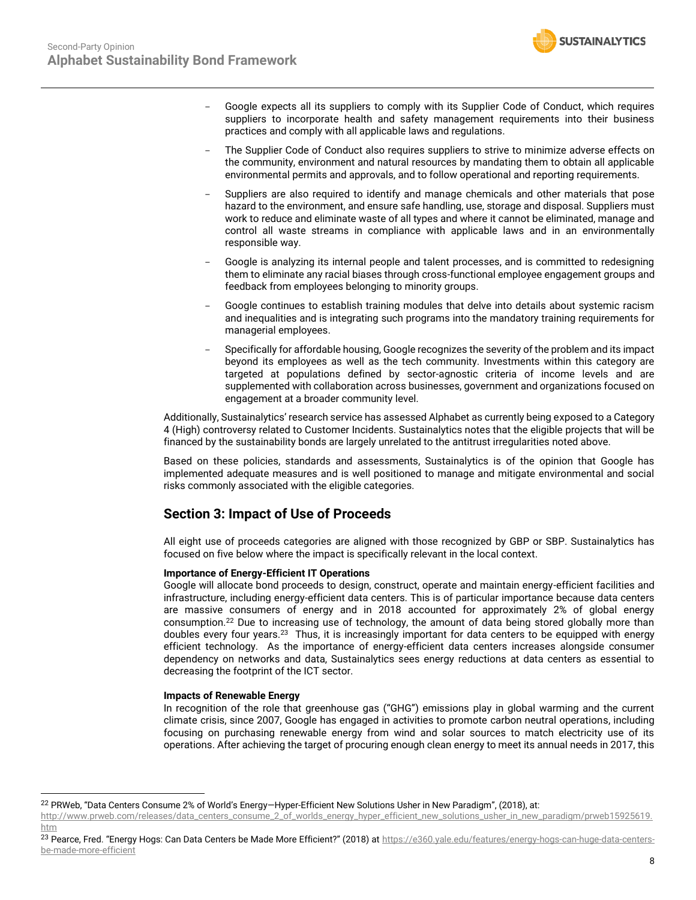- Google expects all its suppliers to comply with its Supplier Code of Conduct, which requires suppliers to incorporate health and safety management requirements into their business practices and comply with all applicable laws and regulations.
- The Supplier Code of Conduct also requires suppliers to strive to minimize adverse effects on the community, environment and natural resources by mandating them to obtain all applicable environmental permits and approvals, and to follow operational and reporting requirements.
- Suppliers are also required to identify and manage chemicals and other materials that pose hazard to the environment, and ensure safe handling, use, storage and disposal. Suppliers must work to reduce and eliminate waste of all types and where it cannot be eliminated, manage and control all waste streams in compliance with applicable laws and in an environmentally responsible way.
- Google is analyzing its internal people and talent processes, and is committed to redesigning them to eliminate any racial biases through cross-functional employee engagement groups and feedback from employees belonging to minority groups.
- Google continues to establish training modules that delve into details about systemic racism and inequalities and is integrating such programs into the mandatory training requirements for managerial employees.
- Specifically for affordable housing, Google recognizes the severity of the problem and its impact beyond its employees as well as the tech community. Investments within this category are targeted at populations defined by sector-agnostic criteria of income levels and are supplemented with collaboration across businesses, government and organizations focused on engagement at a broader community level.

Additionally, Sustainalytics' research service has assessed Alphabet as currently being exposed to a Category 4 (High) controversy related to Customer Incidents. Sustainalytics notes that the eligible projects that will be financed by the sustainability bonds are largely unrelated to the antitrust irregularities noted above.

Based on these policies, standards and assessments, Sustainalytics is of the opinion that Google has implemented adequate measures and is well positioned to manage and mitigate environmental and social risks commonly associated with the eligible categories.

## Section 3: Impact of Use of Proceeds

All eight use of proceeds categories are aligned with those recognized by GBP or SBP. Sustainalytics has focused on five below where the impact is specifically relevant in the local context.

**Importance of Energy-Efficient IT Operations**

Google will allocate bond proceeds to design, construct, operate and maintain energy-efficient facilities and infrastructure, including energy-efficient data centers. This is of particular importance because data centers are massive consumers of energy and in 2018 accounted for approximately 2% of global energy consumption.[22] Due to increasing use of technology, the amount of data being stored globally more than doubles every four years.[23] Thus, it is increasingly important for data centers to be equipped with energy efficient technology. As the importance of energy-efficient data centers increases alongside consumer dependency on networks and data, Sustainalytics sees energy reductions at data centers as essential to decreasing the footprint of the ICT sector.

**Impacts of Renewable Energy**

In recognition of the role that greenhouse gas ("GHG") emissions play in global warming and the current climate crisis, since 2007, Google has engaged in activities to promote carbon neutral operations, including focusing on purchasing renewable energy from wind and solar sources to match electricity use of its operations. After achieving the target of procuring enough clean energy to meet its annual needs in 2017, this

---

[22] PRWeb, "Data Centers Consume 2% of World's Energy—Hyper-Efficient New Solutions Usher in New Paradigm", (2018), at: http://www.prweb.com/releases/data_centers_consume_2_of_worlds_energy_hyper_efficient_new_solutions_usher_in_new_paradigm/prweb15925619.htm

[23] Pearce, Fred. "Energy Hogs: Can Data Centers be Made More Efficient?" (2018) at https://e360.yale.edu/features/energy-hogs-can-huge-data-centers-be-made-more-efficient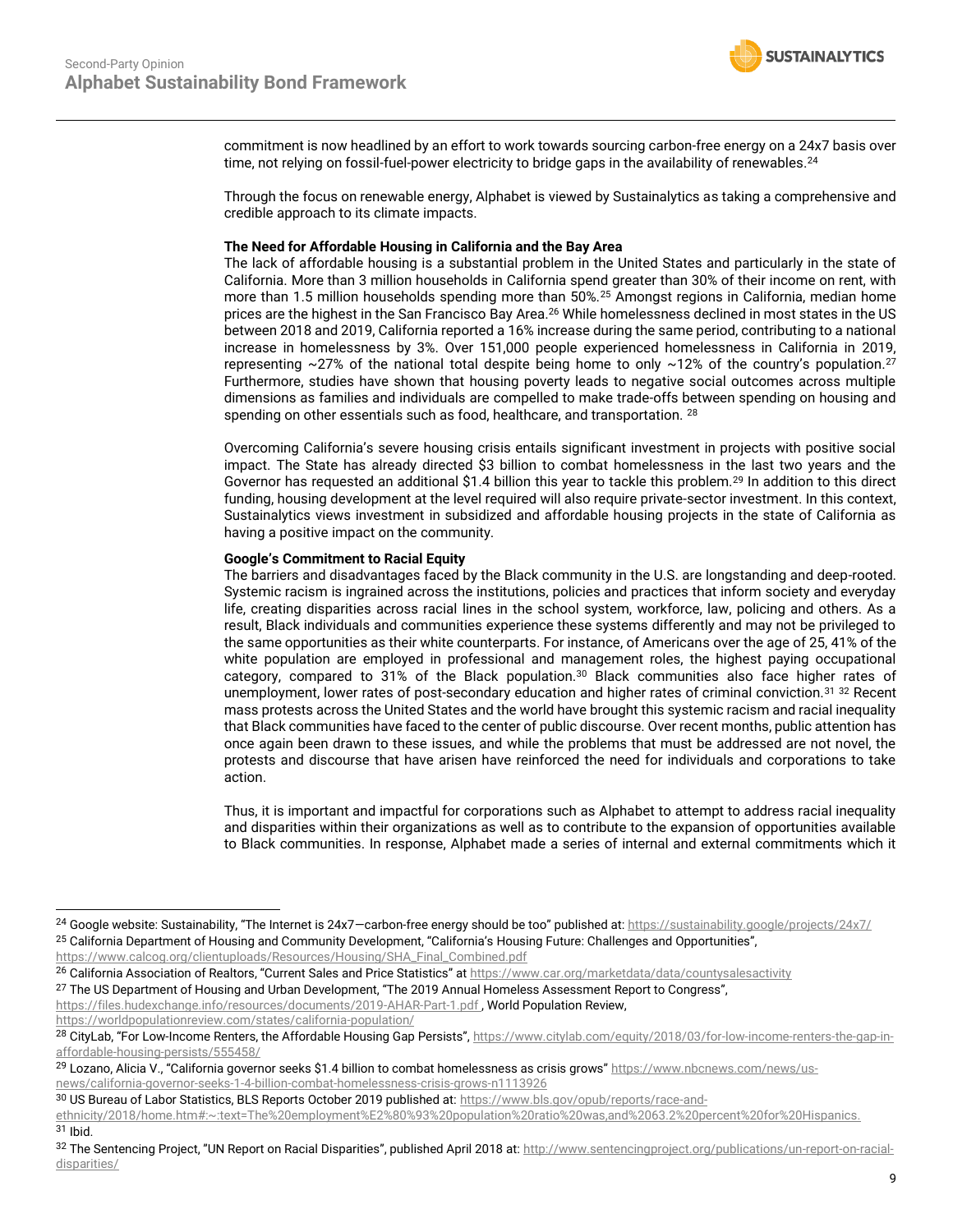commitment is now headlined by an effort to work towards sourcing carbon-free energy on a 24x7 basis over time, not relying on fossil-fuel-power electricity to bridge gaps in the availability of renewables.[24]

Through the focus on renewable energy, Alphabet is viewed by Sustainalytics as taking a comprehensive and credible approach to its climate impacts.

**The Need for Affordable Housing in California and the Bay Area**

The lack of affordable housing is a substantial problem in the United States and particularly in the state of California. More than 3 million households in California spend greater than 30% of their income on rent, with more than 1.5 million households spending more than 50%.[25] Amongst regions in California, median home prices are the highest in the San Francisco Bay Area.[26] While homelessness declined in most states in the US between 2018 and 2019, California reported a 16% increase during the same period, contributing to a national increase in homelessness by 3%. Over 151,000 people experienced homelessness in California in 2019, representing ~27% of the national total despite being home to only ~12% of the country's population.[27] Furthermore, studies have shown that housing poverty leads to negative social outcomes across multiple dimensions as families and individuals are compelled to make trade-offs between spending on housing and spending on other essentials such as food, healthcare, and transportation.[28]

Overcoming California's severe housing crisis entails significant investment in projects with positive social impact. The State has already directed $3 billion to combat homelessness in the last two years and the Governor has requested an additional $1.4 billion this year to tackle this problem.[29] In addition to this direct funding, housing development at the level required will also require private-sector investment. In this context, Sustainalytics views investment in subsidized and affordable housing projects in the state of California as having a positive impact on the community.

**Google's Commitment to Racial Equity**

The barriers and disadvantages faced by the Black community in the U.S. are longstanding and deep-rooted. Systemic racism is ingrained across the institutions, policies and practices that inform society and everyday life, creating disparities across racial lines in the school system, workforce, law, policing and others. As a result, Black individuals and communities experience these systems differently and may not be privileged to the same opportunities as their white counterparts. For instance, of Americans over the age of 25, 41% of the white population are employed in professional and management roles, the highest paying occupational category, compared to 31% of the Black population.[30] Black communities also face higher rates of unemployment, lower rates of post-secondary education and higher rates of criminal conviction.[31] [32] Recent mass protests across the United States and the world have brought this systemic racism and racial inequality that Black communities have faced to the center of public discourse. Over recent months, public attention has once again been drawn to these issues, and while the problems that must be addressed are not novel, the protests and discourse that have arisen have reinforced the need for individuals and corporations to take action.

Thus, it is important and impactful for corporations such as Alphabet to attempt to address racial inequality and disparities within their organizations as well as to contribute to the expansion of opportunities available to Black communities. In response, Alphabet made a series of internal and external commitments which it

---

[24] Google website: Sustainability, "The Internet is 24x7—carbon-free energy should be too" published at: https://sustainability.google/projects/24x7/

[25] California Department of Housing and Community Development, "California's Housing Future: Challenges and Opportunities", https://www.calcog.org/clientuploads/Resources/Housing/SHA_Final_Combined.pdf

[26] California Association of Realtors, "Current Sales and Price Statistics" at https://www.car.org/marketdata/data/countysalesactivity

[27] The US Department of Housing and Urban Development, "The 2019 Annual Homeless Assessment Report to Congress", https://files.hudexchange.info/resources/documents/2019-AHAR-Part-1.pdf , World Population Review, https://worldpopulationreview.com/states/california-population/

[28] CityLab, "For Low-Income Renters, the Affordable Housing Gap Persists", https://www.citylab.com/equity/2018/03/for-low-income-renters-the-gap-in-affordable-housing-persists/555458/

[29] Lozano, Alicia V., "California governor seeks $1.4 billion to combat homelessness as crisis grows" https://www.nbcnews.com/news/us-news/california-governor-seeks-1-4-billion-combat-homelessness-crisis-grows-n1113926

[30] US Bureau of Labor Statistics, BLS Reports October 2019 published at: https://www.bls.gov/opub/reports/race-and-ethnicity/2018/home.htm#:~:text=The%20employment%E2%80%93%20population%20ratio%20was,and%2063.2%20percent%20for%20Hispanics.

[31] Ibid.

[32] The Sentencing Project, "UN Report on Racial Disparities", published April 2018 at: http://www.sentencingproject.org/publications/un-report-on-racial-disparities/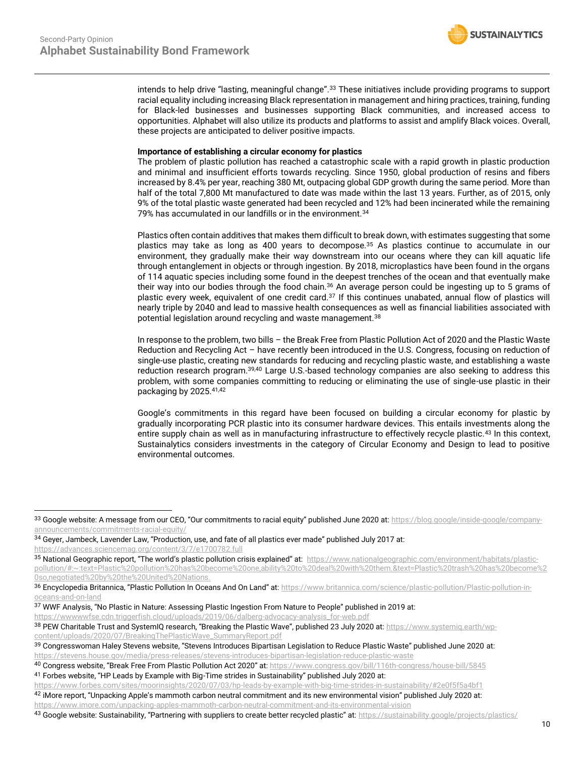intends to help drive "lasting, meaningful change".[33] These initiatives include providing programs to support racial equality including increasing Black representation in management and hiring practices, training, funding for Black-led businesses and businesses supporting Black communities, and increased access to opportunities. Alphabet will also utilize its products and platforms to assist and amplify Black voices. Overall, these projects are anticipated to deliver positive impacts.

**Importance of establishing a circular economy for plastics**

The problem of plastic pollution has reached a catastrophic scale with a rapid growth in plastic production and minimal and insufficient efforts towards recycling. Since 1950, global production of resins and fibers increased by 8.4% per year, reaching 380 Mt, outpacing global GDP growth during the same period. More than half of the total 7,800 Mt manufactured to date was made within the last 13 years. Further, as of 2015, only 9% of the total plastic waste generated had been recycled and 12% had been incinerated while the remaining 79% has accumulated in our landfills or in the environment.[34]

Plastics often contain additives that makes them difficult to break down, with estimates suggesting that some plastics may take as long as 400 years to decompose.[35] As plastics continue to accumulate in our environment, they gradually make their way downstream into our oceans where they can kill aquatic life through entanglement in objects or through ingestion. By 2018, microplastics have been found in the organs of 114 aquatic species including some found in the deepest trenches of the ocean and that eventually make their way into our bodies through the food chain.[36] An average person could be ingesting up to 5 grams of plastic every week, equivalent of one credit card.[37] If this continues unabated, annual flow of plastics will nearly triple by 2040 and lead to massive health consequences as well as financial liabilities associated with potential legislation around recycling and waste management.[38]

In response to the problem, two bills – the Break Free from Plastic Pollution Act of 2020 and the Plastic Waste Reduction and Recycling Act – have recently been introduced in the U.S. Congress, focusing on reduction of single-use plastic, creating new standards for reducing and recycling plastic waste, and establishing a waste reduction research program.[39,40] Large U.S.-based technology companies are also seeking to address this problem, with some companies committing to reducing or eliminating the use of single-use plastic in their packaging by 2025.[41,42]

Google's commitments in this regard have been focused on building a circular economy for plastic by gradually incorporating PCR plastic into its consumer hardware devices. This entails investments along the entire supply chain as well as in manufacturing infrastructure to effectively recycle plastic.[43] In this context, Sustainalytics considers investments in the category of Circular Economy and Design to lead to positive environmental outcomes.

---

[33] Google website: A message from our CEO, "Our commitments to racial equity" published June 2020 at: https://blog.google/inside-google/company-announcements/commitments-racial-equity/

[34] Geyer, Jambeck, Lavender Law, "Production, use, and fate of all plastics ever made" published July 2017 at: https://advances.sciencemag.org/content/3/7/e1700782.full

[35] National Geographic report, "The world's plastic pollution crisis explained" at: https://www.nationalgeographic.com/environment/habitats/plastic-pollution/#:~:text=Plastic%20pollution%20has%20become%20one,ability%20to%20deal%20with%20them.&text=Plastic%20trash%20has%20become%20so,negotiated%20by%20the%20United%20Nations.

[36] Encyclopedia Britannica, "Plastic Pollution In Oceans And On Land" at: https://www.britannica.com/science/plastic-pollution/Plastic-pollution-in-oceans-and-on-land

[37] WWF Analysis, "No Plastic in Nature: Assessing Plastic Ingestion From Nature to People" published in 2019 at: https://wwwwwfse.cdn.triggerfish.cloud/uploads/2019/06/dalberg-advocacy-analysis_for-web.pdf

[38] PEW Charitable Trust and SystemIQ research, "Breaking the Plastic Wave", published 23 July 2020 at: https://www.systemiq.earth/wp-content/uploads/2020/07/BreakingThePlasticWave_SummaryReport.pdf

[39] Congresswoman Haley Stevens website, "Stevens Introduces Bipartisan Legislation to Reduce Plastic Waste" published June 2020 at: https://stevens.house.gov/media/press-releases/stevens-introduces-bipartisan-legislation-reduce-plastic-waste

[40] Congress website, "Break Free From Plastic Pollution Act 2020" at: https://www.congress.gov/bill/116th-congress/house-bill/5845

[41] Forbes website, "HP Leads by Example with Big-Time strides in Sustainability" published July 2020 at: https://www.forbes.com/sites/moorinsights/2020/07/03/hp-leads-by-example-with-big-time-strides-in-sustainability/#2e0f5f5a4bf1

[42] iMore report, "Unpacking Apple's mammoth carbon neutral commitment and its new environmental vision" published July 2020 at: https://www.imore.com/unpacking-apples-mammoth-carbon-neutral-commitment-and-its-environmental-vision

[43] Google website: Sustainability, "Partnering with suppliers to create better recycled plastic" at: https://sustainability.google/projects/plastics/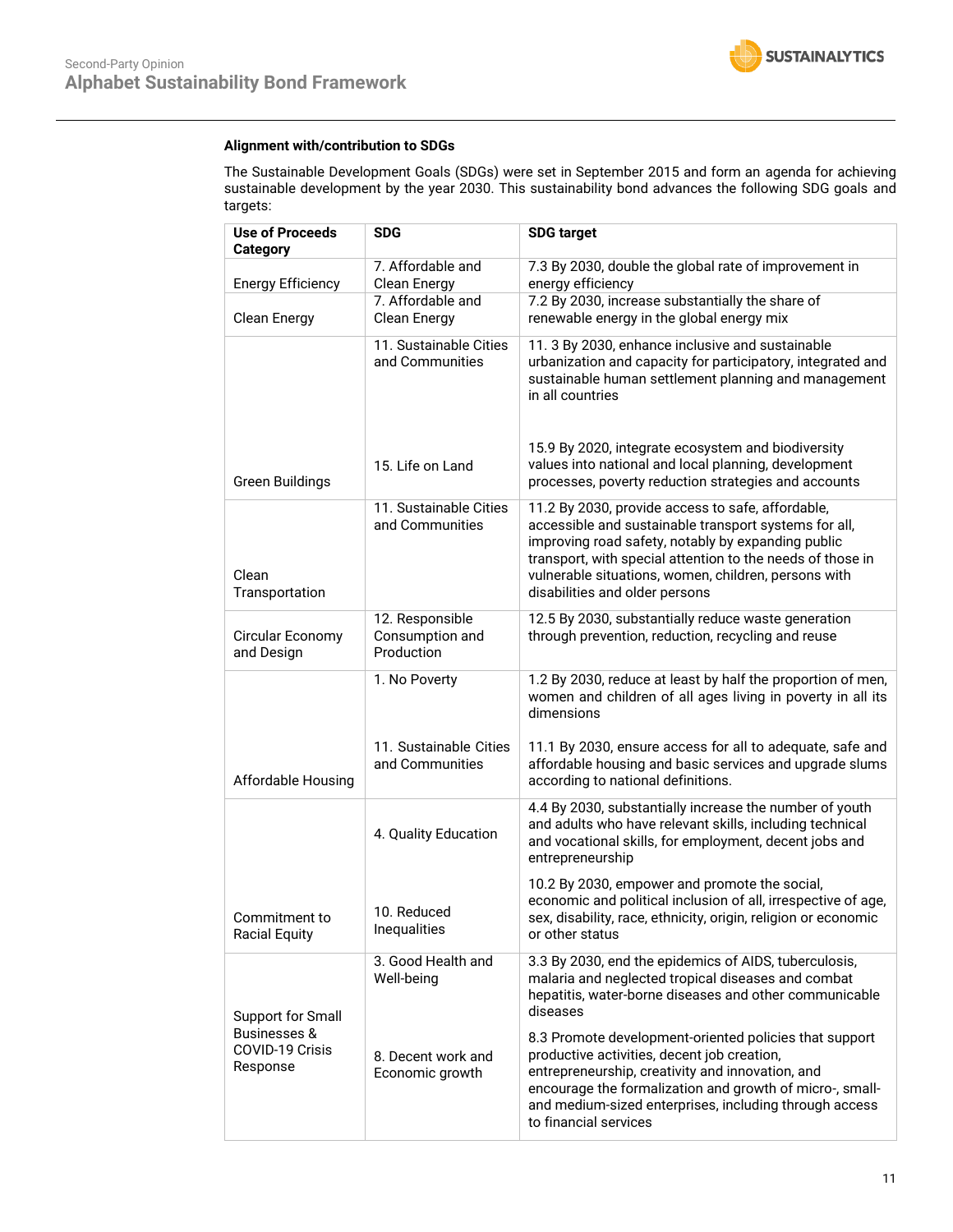**Alignment with/contribution to SDGs**

The Sustainable Development Goals (SDGs) were set in September 2015 and form an agenda for achieving sustainable development by the year 2030. This sustainability bond advances the following SDG goals and targets:

| Use of Proceeds Category | SDG | SDG target |
|---|---|---|
| Energy Efficiency | 7. Affordable and Clean Energy | 7.3 By 2030, double the global rate of improvement in energy efficiency |
| Clean Energy | 7. Affordable and Clean Energy | 7.2 By 2030, increase substantially the share of renewable energy in the global energy mix |
| Green Buildings | 11. Sustainable Cities and Communities | 11. 3 By 2030, enhance inclusive and sustainable urbanization and capacity for participatory, integrated and sustainable human settlement planning and management in all countries |
| | 15. Life on Land | 15.9 By 2020, integrate ecosystem and biodiversity values into national and local planning, development processes, poverty reduction strategies and accounts |
| Clean Transportation | 11. Sustainable Cities and Communities | 11.2 By 2030, provide access to safe, affordable, accessible and sustainable transport systems for all, improving road safety, notably by expanding public transport, with special attention to the needs of those in vulnerable situations, women, children, persons with disabilities and older persons |
| Circular Economy and Design | 12. Responsible Consumption and Production | 12.5 By 2030, substantially reduce waste generation through prevention, reduction, recycling and reuse |
| Affordable Housing | 1. No Poverty | 1.2 By 2030, reduce at least by half the proportion of men, women and children of all ages living in poverty in all its dimensions |
| | 11. Sustainable Cities and Communities | 11.1 By 2030, ensure access for all to adequate, safe and affordable housing and basic services and upgrade slums according to national definitions. |
| Commitment to Racial Equity | 4. Quality Education | 4.4 By 2030, substantially increase the number of youth and adults who have relevant skills, including technical and vocational skills, for employment, decent jobs and entrepreneurship |
| | 10. Reduced Inequalities | 10.2 By 2030, empower and promote the social, economic and political inclusion of all, irrespective of age, sex, disability, race, ethnicity, origin, religion or economic or other status |
| Support for Small Businesses & COVID-19 Crisis Response | 3. Good Health and Well-being | 3.3 By 2030, end the epidemics of AIDS, tuberculosis, malaria and neglected tropical diseases and combat hepatitis, water-borne diseases and other communicable diseases |
| | 8. Decent work and Economic growth | 8.3 Promote development-oriented policies that support productive activities, decent job creation, entrepreneurship, creativity and innovation, and encourage the formalization and growth of micro-, small- and medium-sized enterprises, including through access to financial services |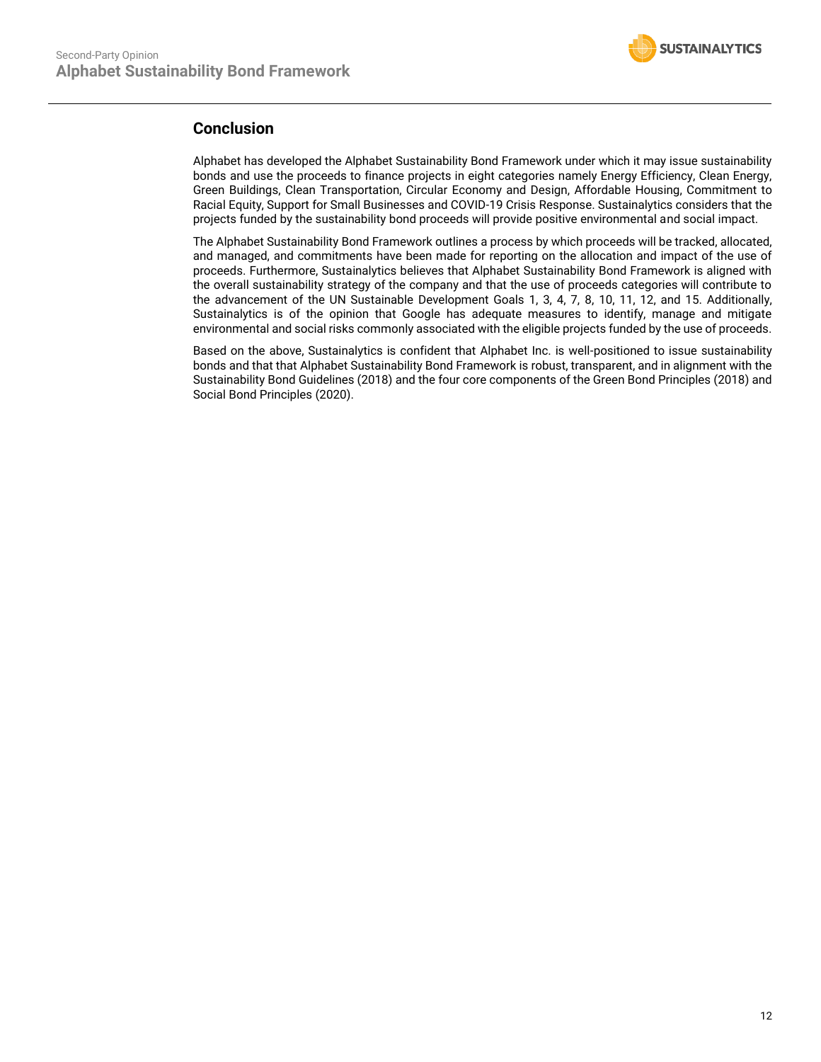## Conclusion

Alphabet has developed the Alphabet Sustainability Bond Framework under which it may issue sustainability bonds and use the proceeds to finance projects in eight categories namely Energy Efficiency, Clean Energy, Green Buildings, Clean Transportation, Circular Economy and Design, Affordable Housing, Commitment to Racial Equity, Support for Small Businesses and COVID-19 Crisis Response. Sustainalytics considers that the projects funded by the sustainability bond proceeds will provide positive environmental and social impact.

The Alphabet Sustainability Bond Framework outlines a process by which proceeds will be tracked, allocated, and managed, and commitments have been made for reporting on the allocation and impact of the use of proceeds. Furthermore, Sustainalytics believes that Alphabet Sustainability Bond Framework is aligned with the overall sustainability strategy of the company and that the use of proceeds categories will contribute to the advancement of the UN Sustainable Development Goals 1, 3, 4, 7, 8, 10, 11, 12, and 15. Additionally, Sustainalytics is of the opinion that Google has adequate measures to identify, manage and mitigate environmental and social risks commonly associated with the eligible projects funded by the use of proceeds.

Based on the above, Sustainalytics is confident that Alphabet Inc. is well-positioned to issue sustainability bonds and that that Alphabet Sustainability Bond Framework is robust, transparent, and in alignment with the Sustainability Bond Guidelines (2018) and the four core components of the Green Bond Principles (2018) and Social Bond Principles (2020).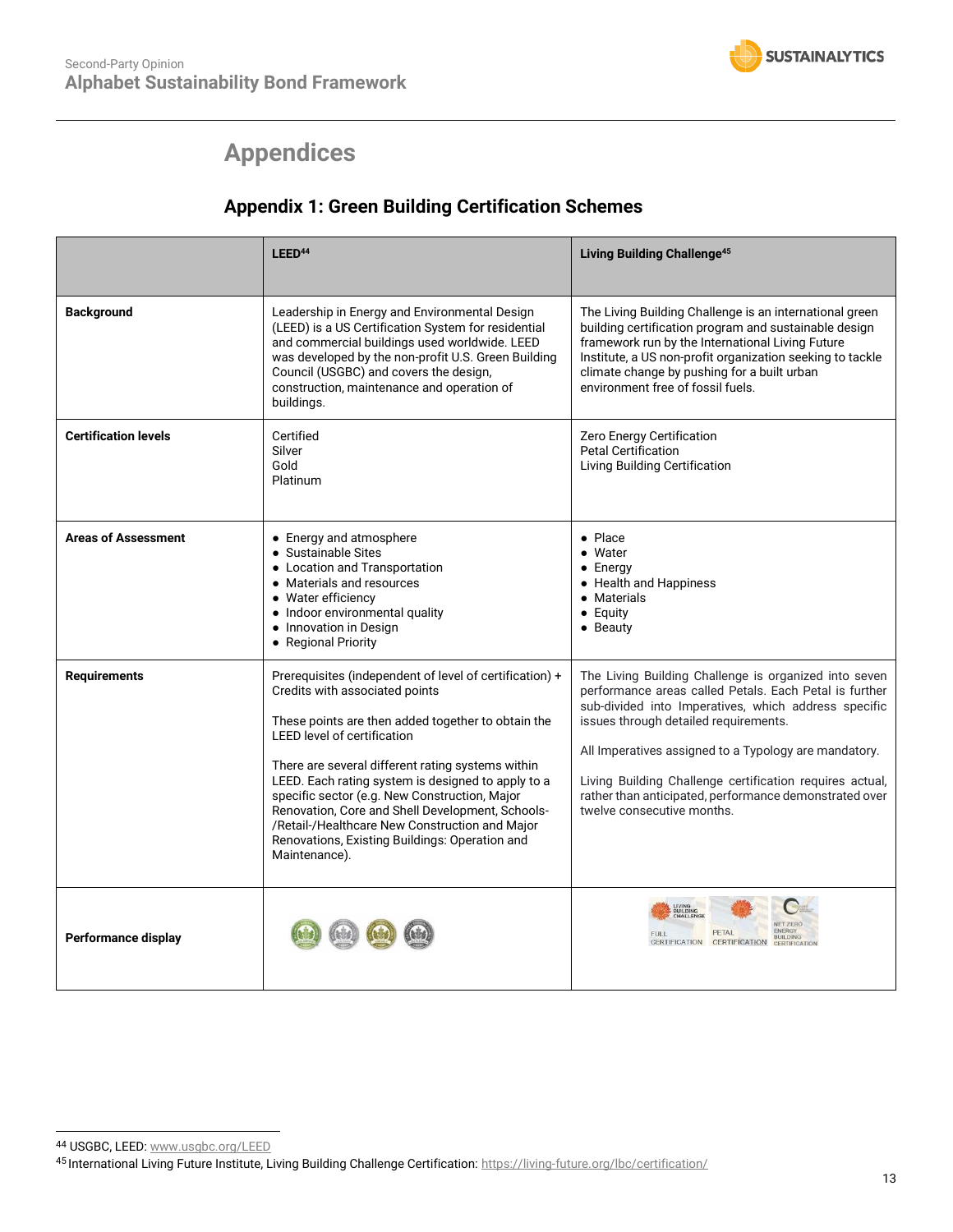# Appendices

## Appendix 1: Green Building Certification Schemes

| | LEED[44] | Living Building Challenge[45] |
|---|---|---|
| **Background** | Leadership in Energy and Environmental Design (LEED) is a US Certification System for residential and commercial buildings used worldwide. LEED was developed by the non-profit U.S. Green Building Council (USGBC) and covers the design, construction, maintenance and operation of buildings. | The Living Building Challenge is an international green building certification program and sustainable design framework run by the International Living Future Institute, a US non-profit organization seeking to tackle climate change by pushing for a built urban environment free of fossil fuels. |
| **Certification levels** | Certified<br>Silver<br>Gold<br>Platinum | Zero Energy Certification<br>Petal Certification<br>Living Building Certification |
| **Areas of Assessment** | • Energy and atmosphere<br>• Sustainable Sites<br>• Location and Transportation<br>• Materials and resources<br>• Water efficiency<br>• Indoor environmental quality<br>• Innovation in Design<br>• Regional Priority | • Place<br>• Water<br>• Energy<br>• Health and Happiness<br>• Materials<br>• Equity<br>• Beauty |
| **Requirements** | Prerequisites (independent of level of certification) + Credits with associated points<br><br>These points are then added together to obtain the LEED level of certification<br><br>There are several different rating systems within LEED. Each rating system is designed to apply to a specific sector (e.g. New Construction, Major Renovation, Core and Shell Development, Schools-/Retail-/Healthcare New Construction and Major Renovations, Existing Buildings: Operation and Maintenance). | The Living Building Challenge is organized into seven performance areas called Petals. Each Petal is further sub-divided into Imperatives, which address specific issues through detailed requirements.<br><br>All Imperatives assigned to a Typology are mandatory.<br><br>Living Building Challenge certification requires actual, rather than anticipated, performance demonstrated over twelve consecutive months. |
| **Performance display** | | LIVING BUILDING CHALLENGE FULL CERTIFICATION; PETAL CERTIFICATION; NET ZERO ENERGY BUILDING CERTIFICATION |

[44] USGBC, LEED: www.usgbc.org/LEED

[45] International Living Future Institute, Living Building Challenge Certification: https://living-future.org/lbc/certification/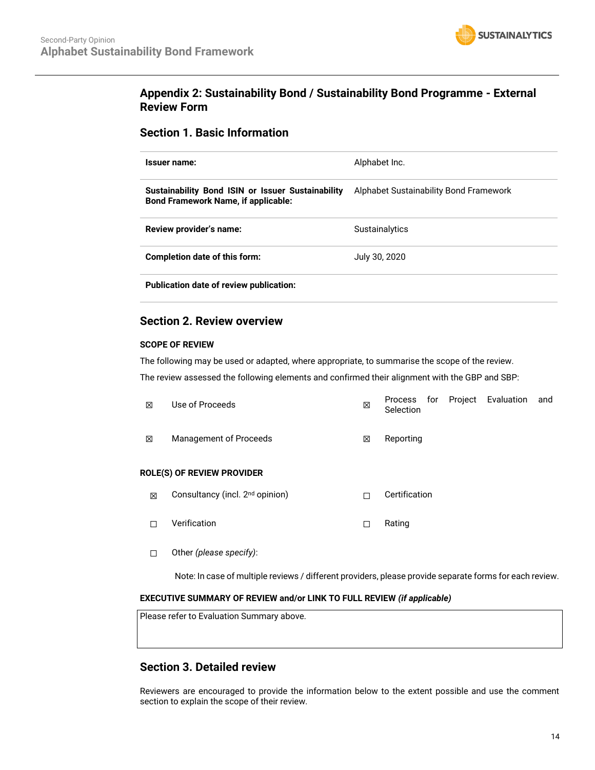## Appendix 2: Sustainability Bond / Sustainability Bond Programme - External Review Form

### Section 1. Basic Information

| | |
|---|---|
| **Issuer name:** | Alphabet Inc. |
| **Sustainability Bond ISIN or Issuer Sustainability Bond Framework Name, if applicable:** | Alphabet Sustainability Bond Framework |
| **Review provider's name:** | Sustainalytics |
| **Completion date of this form:** | July 30, 2020 |
| **Publication date of review publication:** | |

### Section 2. Review overview

**SCOPE OF REVIEW**

The following may be used or adapted, where appropriate, to summarise the scope of the review.

The review assessed the following elements and confirmed their alignment with the GBP and SBP:

| | | | |
|---|---|---|---|
| ☒ | Use of Proceeds | ☒ | Process for Project Evaluation and Selection |
| ☒ | Management of Proceeds | ☒ | Reporting |

**ROLE(S) OF REVIEW PROVIDER**

| | | | |
|---|---|---|---|
| ☒ | Consultancy (incl. 2nd opinion) | ☐ | Certification |
| ☐ | Verification | ☐ | Rating |
| ☐ | Other *(please specify)*: | | |

Note: In case of multiple reviews / different providers, please provide separate forms for each review.

**EXECUTIVE SUMMARY OF REVIEW and/or LINK TO FULL REVIEW *(if applicable)***

Please refer to Evaluation Summary above.

### Section 3. Detailed review

Reviewers are encouraged to provide the information below to the extent possible and use the comment section to explain the scope of their review.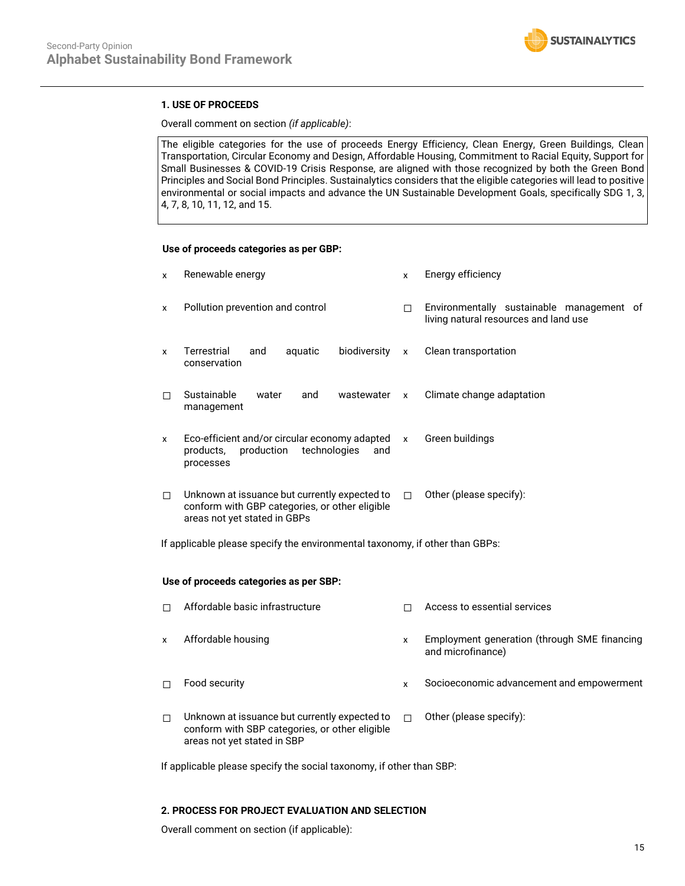### 1. USE OF PROCEEDS

Overall comment on section *(if applicable)*:

> The eligible categories for the use of proceeds Energy Efficiency, Clean Energy, Green Buildings, Clean Transportation, Circular Economy and Design, Affordable Housing, Commitment to Racial Equity, Support for Small Businesses & COVID-19 Crisis Response, are aligned with those recognized by both the Green Bond Principles and Social Bond Principles. Sustainalytics considers that the eligible categories will lead to positive environmental or social impacts and advance the UN Sustainable Development Goals, specifically SDG 1, 3, 4, 7, 8, 10, 11, 12, and 15.

**Use of proceeds categories as per GBP:**

| | | | |
|---|---|---|---|
| x | Renewable energy | x | Energy efficiency |
| x | Pollution prevention and control | ☐ | Environmentally sustainable management of living natural resources and land use |
| x | Terrestrial and aquatic biodiversity conservation | x | Clean transportation |
| ☐ | Sustainable water and wastewater management | x | Climate change adaptation |
| x | Eco-efficient and/or circular economy adapted products, production technologies and processes | x | Green buildings |
| ☐ | Unknown at issuance but currently expected to conform with GBP categories, or other eligible areas not yet stated in GBPs | ☐ | Other (please specify): |

If applicable please specify the environmental taxonomy, if other than GBPs:

**Use of proceeds categories as per SBP:**

| | | | |
|---|---|---|---|
| ☐ | Affordable basic infrastructure | ☐ | Access to essential services |
| x | Affordable housing | x | Employment generation (through SME financing and microfinance) |
| ☐ | Food security | x | Socioeconomic advancement and empowerment |
| ☐ | Unknown at issuance but currently expected to conform with SBP categories, or other eligible areas not yet stated in SBP | ☐ | Other (please specify): |

If applicable please specify the social taxonomy, if other than SBP:

### 2. PROCESS FOR PROJECT EVALUATION AND SELECTION

Overall comment on section (if applicable):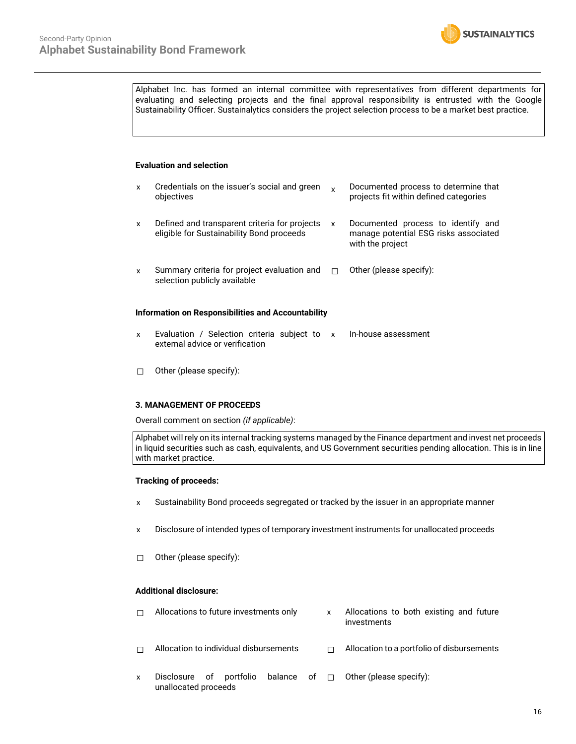Alphabet Inc. has formed an internal committee with representatives from different departments for evaluating and selecting projects and the final approval responsibility is entrusted with the Google Sustainability Officer. Sustainalytics considers the project selection process to be a market best practice.

**Evaluation and selection**

- x Credentials on the issuer's social and green objectives
- x Documented process to determine that projects fit within defined categories
- x Defined and transparent criteria for projects eligible for Sustainability Bond proceeds
- x Documented process to identify and manage potential ESG risks associated with the project
- x Summary criteria for project evaluation and selection publicly available
- ☐ Other (please specify):

**Information on Responsibilities and Accountability**

- x Evaluation / Selection criteria subject to external advice or verification
- x In-house assessment
- ☐ Other (please specify):

**3. MANAGEMENT OF PROCEEDS**

Overall comment on section *(if applicable)*:

Alphabet will rely on its internal tracking systems managed by the Finance department and invest net proceeds in liquid securities such as cash, equivalents, and US Government securities pending allocation. This is in line with market practice.

**Tracking of proceeds:**

- x Sustainability Bond proceeds segregated or tracked by the issuer in an appropriate manner
- x Disclosure of intended types of temporary investment instruments for unallocated proceeds
- ☐ Other (please specify):

**Additional disclosure:**

- ☐ Allocations to future investments only
- x Allocations to both existing and future investments
- ☐ Allocation to individual disbursements
- ☐ Allocation to a portfolio of disbursements
- x Disclosure of portfolio balance of unallocated proceeds
- ☐ Other (please specify):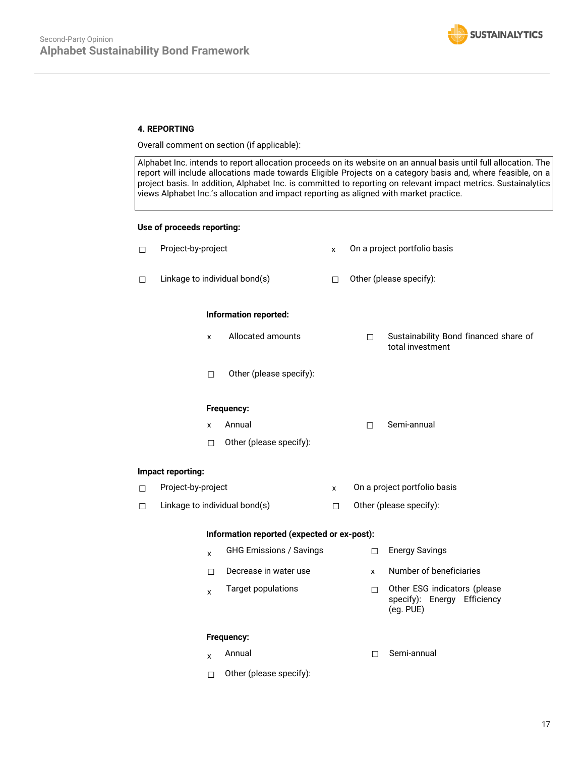**4. REPORTING**

Overall comment on section (if applicable):

Alphabet Inc. intends to report allocation proceeds on its website on an annual basis until full allocation. The report will include allocations made towards Eligible Projects on a category basis and, where feasible, on a project basis. In addition, Alphabet Inc. is committed to reporting on relevant impact metrics. Sustainalytics views Alphabet Inc.'s allocation and impact reporting as aligned with market practice.

**Use of proceeds reporting:**

☐ Project-by-project

x On a project portfolio basis

☐ Linkage to individual bond(s)

☐ Other (please specify):

**Information reported:**

x Allocated amounts

☐ Sustainability Bond financed share of total investment

☐ Other (please specify):

**Frequency:**

x Annual

☐ Semi-annual

☐ Other (please specify):

**Impact reporting:**

☐ Project-by-project

x On a project portfolio basis

☐ Linkage to individual bond(s)

☐ Other (please specify):

**Information reported (expected or ex-post):**

x GHG Emissions / Savings

☐ Energy Savings

☐ Decrease in water use

x Number of beneficiaries

x Target populations

☐ Other ESG indicators (please specify): Energy Efficiency (eg. PUE)

**Frequency:**

x Annual

☐ Semi-annual

☐ Other (please specify):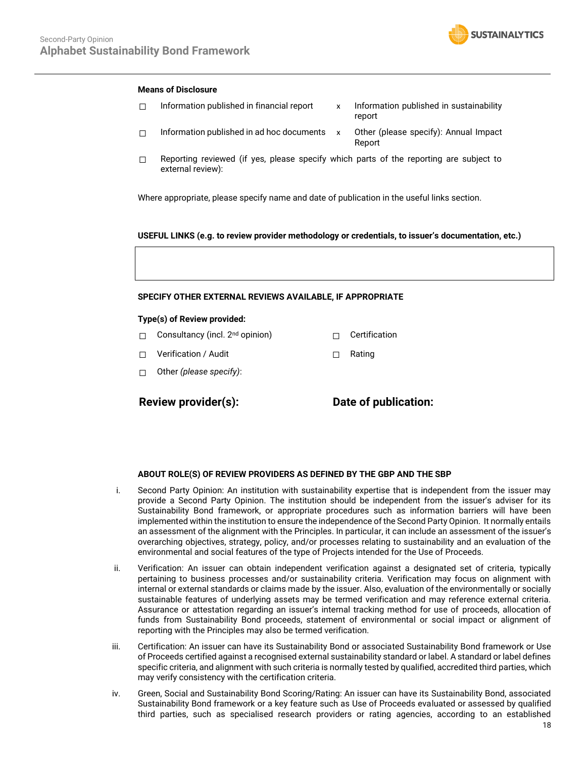**Means of Disclosure**

- ☐ Information published in financial report
- x Information published in sustainability report
- ☐ Information published in ad hoc documents
- x Other (please specify): Annual Impact Report
- ☐ Reporting reviewed (if yes, please specify which parts of the reporting are subject to external review):

Where appropriate, please specify name and date of publication in the useful links section.

**USEFUL LINKS (e.g. to review provider methodology or credentials, to issuer's documentation, etc.)**

**SPECIFY OTHER EXTERNAL REVIEWS AVAILABLE, IF APPROPRIATE**

**Type(s) of Review provided:**

- ☐ Consultancy (incl. 2nd opinion)
- ☐ Certification
- ☐ Verification / Audit
- ☐ Rating
- ☐ Other *(please specify)*:

**Review provider(s):** **Date of publication:**

**ABOUT ROLE(S) OF REVIEW PROVIDERS AS DEFINED BY THE GBP AND THE SBP**

i. Second Party Opinion: An institution with sustainability expertise that is independent from the issuer may provide a Second Party Opinion. The institution should be independent from the issuer's adviser for its Sustainability Bond framework, or appropriate procedures such as information barriers will have been implemented within the institution to ensure the independence of the Second Party Opinion. It normally entails an assessment of the alignment with the Principles. In particular, it can include an assessment of the issuer's overarching objectives, strategy, policy, and/or processes relating to sustainability and an evaluation of the environmental and social features of the type of Projects intended for the Use of Proceeds.

ii. Verification: An issuer can obtain independent verification against a designated set of criteria, typically pertaining to business processes and/or sustainability criteria. Verification may focus on alignment with internal or external standards or claims made by the issuer. Also, evaluation of the environmentally or socially sustainable features of underlying assets may be termed verification and may reference external criteria. Assurance or attestation regarding an issuer's internal tracking method for use of proceeds, allocation of funds from Sustainability Bond proceeds, statement of environmental or social impact or alignment of reporting with the Principles may also be termed verification.

iii. Certification: An issuer can have its Sustainability Bond or associated Sustainability Bond framework or Use of Proceeds certified against a recognised external sustainability standard or label. A standard or label defines specific criteria, and alignment with such criteria is normally tested by qualified, accredited third parties, which may verify consistency with the certification criteria.

iv. Green, Social and Sustainability Bond Scoring/Rating: An issuer can have its Sustainability Bond, associated Sustainability Bond framework or a key feature such as Use of Proceeds evaluated or assessed by qualified third parties, such as specialised research providers or rating agencies, according to an established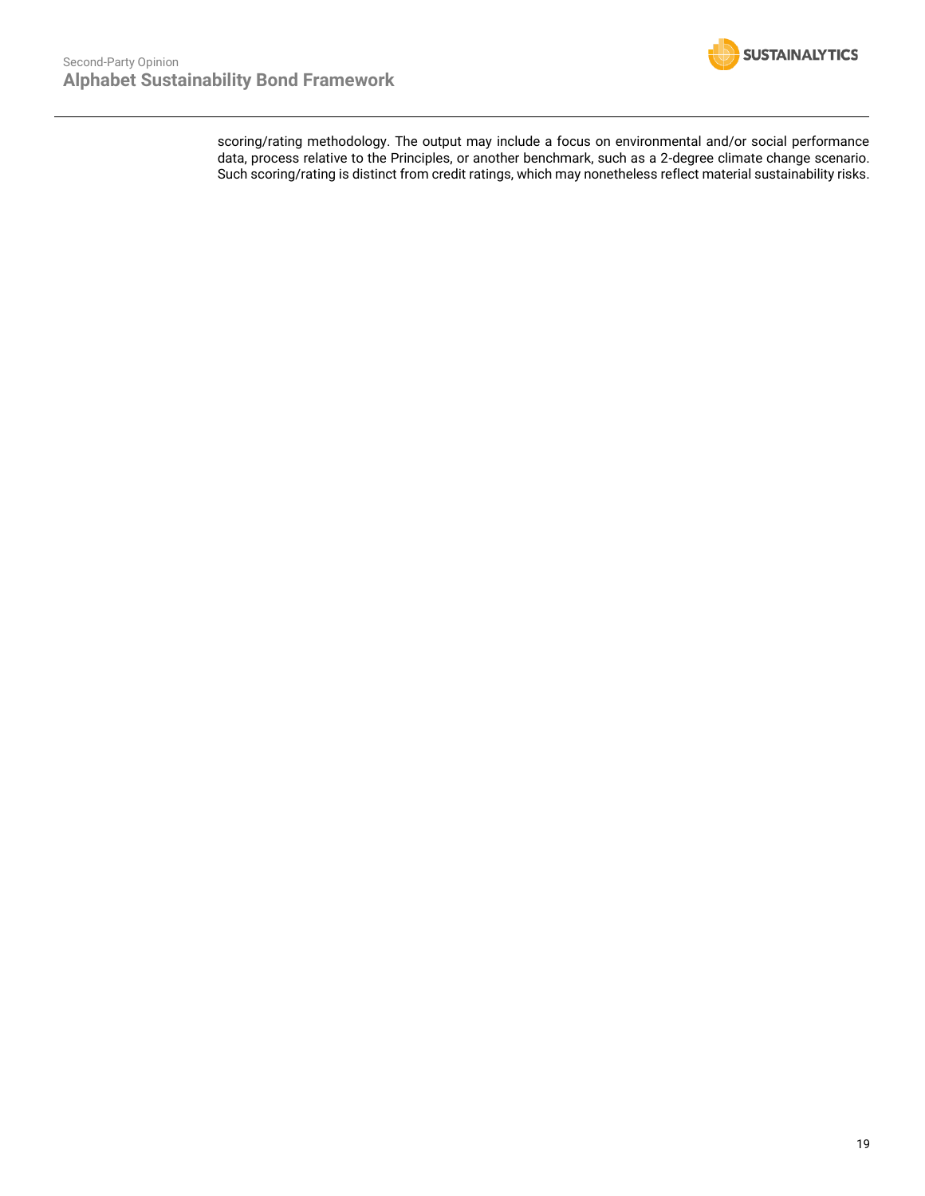scoring/rating methodology. The output may include a focus on environmental and/or social performance data, process relative to the Principles, or another benchmark, such as a 2-degree climate change scenario. Such scoring/rating is distinct from credit ratings, which may nonetheless reflect material sustainability risks.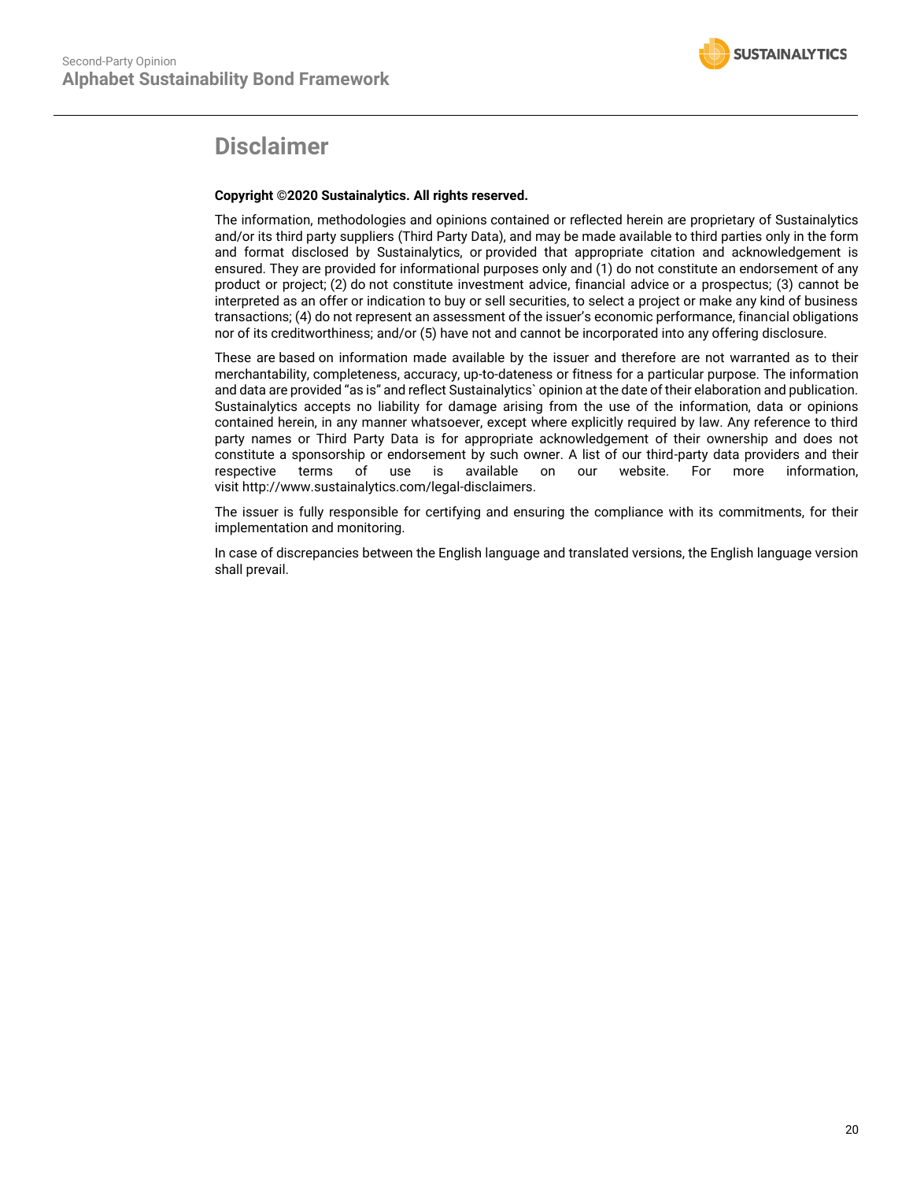# Disclaimer

**Copyright ©2020 Sustainalytics. All rights reserved.**

The information, methodologies and opinions contained or reflected herein are proprietary of Sustainalytics and/or its third party suppliers (Third Party Data), and may be made available to third parties only in the form and format disclosed by Sustainalytics, or provided that appropriate citation and acknowledgement is ensured. They are provided for informational purposes only and (1) do not constitute an endorsement of any product or project; (2) do not constitute investment advice, financial advice or a prospectus; (3) cannot be interpreted as an offer or indication to buy or sell securities, to select a project or make any kind of business transactions; (4) do not represent an assessment of the issuer's economic performance, financial obligations nor of its creditworthiness; and/or (5) have not and cannot be incorporated into any offering disclosure.

These are based on information made available by the issuer and therefore are not warranted as to their merchantability, completeness, accuracy, up-to-dateness or fitness for a particular purpose. The information and data are provided "as is" and reflect Sustainalytics` opinion at the date of their elaboration and publication. Sustainalytics accepts no liability for damage arising from the use of the information, data or opinions contained herein, in any manner whatsoever, except where explicitly required by law. Any reference to third party names or Third Party Data is for appropriate acknowledgement of their ownership and does not constitute a sponsorship or endorsement by such owner. A list of our third-party data providers and their respective terms of use is available on our website. For more information, visit http://www.sustainalytics.com/legal-disclaimers.

The issuer is fully responsible for certifying and ensuring the compliance with its commitments, for their implementation and monitoring.

In case of discrepancies between the English language and translated versions, the English language version shall prevail.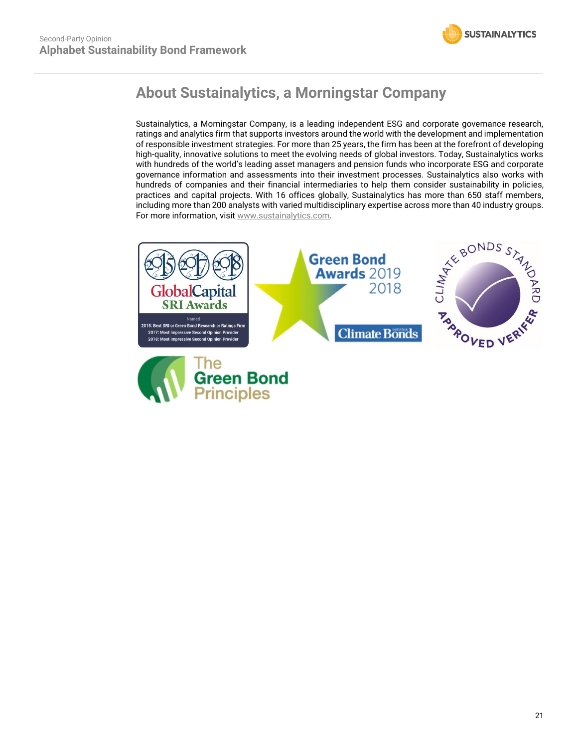## About Sustainalytics, a Morningstar Company

Sustainalytics, a Morningstar Company, is a leading independent ESG and corporate governance research, ratings and analytics firm that supports investors around the world with the development and implementation of responsible investment strategies. For more than 25 years, the firm has been at the forefront of developing high-quality, innovative solutions to meet the evolving needs of global investors. Today, Sustainalytics works with hundreds of the world's leading asset managers and pension funds who incorporate ESG and corporate governance information and assessments into their investment processes. Sustainalytics also works with hundreds of companies and their financial intermediaries to help them consider sustainability in policies, practices and capital projects. With 16 offices globally, Sustainalytics has more than 650 staff members, including more than 200 analysts with varied multidisciplinary expertise across more than 40 industry groups. For more information, visit www.sustainalytics.com.

GlobalCapital SRI Awards

Named

2015: Best SRI or Green Bond Research or Ratings Firm

2017: Most Impressive Second Opinion Provider

2018: Most Impressive Second Opinion Provider

Green Bond Awards 2019 2018

Climate Bonds Initiative

Climate Bonds Standard Approved Verifier

The Green Bond Principles